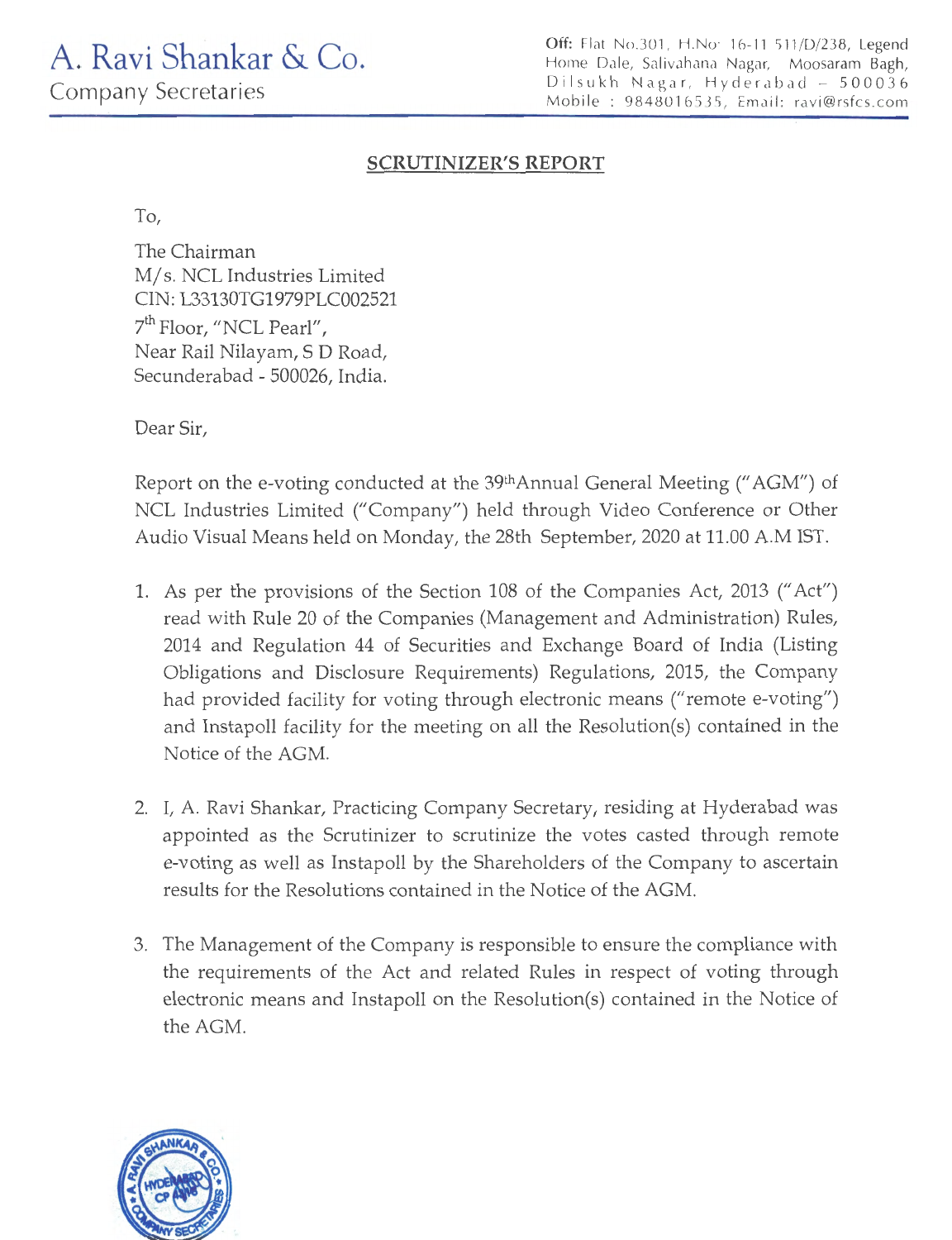# A. Ravi Shankar & Co.

Company Secretaries

**Off:** Flat No.301, H.No: 16-11 511/D/238, Legend Home Dale, Salivahana Nagar, Moosaram Bagh, Dilsukh Nagar, Hyderabad – 500036
Mobile : 9848016535, Email: ravi@rsfcs.com

## SCRUTINIZER'S REPORT

To,

The Chairman
M/s. NCL Industries Limited
CIN: L33130TG1979PLC002521
7th Floor, "NCL Pearl",
Near Rail Nilayam, S D Road,
Secunderabad - 500026, India.

Dear Sir,

Report on the e-voting conducted at the 39th Annual General Meeting ("AGM") of NCL Industries Limited ("Company") held through Video Conference or Other Audio Visual Means held on Monday, the 28th September, 2020 at 11.00 A.M IST.

1. As per the provisions of the Section 108 of the Companies Act, 2013 ("Act") read with Rule 20 of the Companies (Management and Administration) Rules, 2014 and Regulation 44 of Securities and Exchange Board of India (Listing Obligations and Disclosure Requirements) Regulations, 2015, the Company had provided facility for voting through electronic means ("remote e-voting") and Instapoll facility for the meeting on all the Resolution(s) contained in the Notice of the AGM.

2. I, A. Ravi Shankar, Practicing Company Secretary, residing at Hyderabad was appointed as the Scrutinizer to scrutinize the votes casted through remote e-voting as well as Instapoll by the Shareholders of the Company to ascertain results for the Resolutions contained in the Notice of the AGM.

3. The Management of the Company is responsible to ensure the compliance with the requirements of the Act and related Rules in respect of voting through electronic means and Instapoll on the Resolution(s) contained in the Notice of the AGM.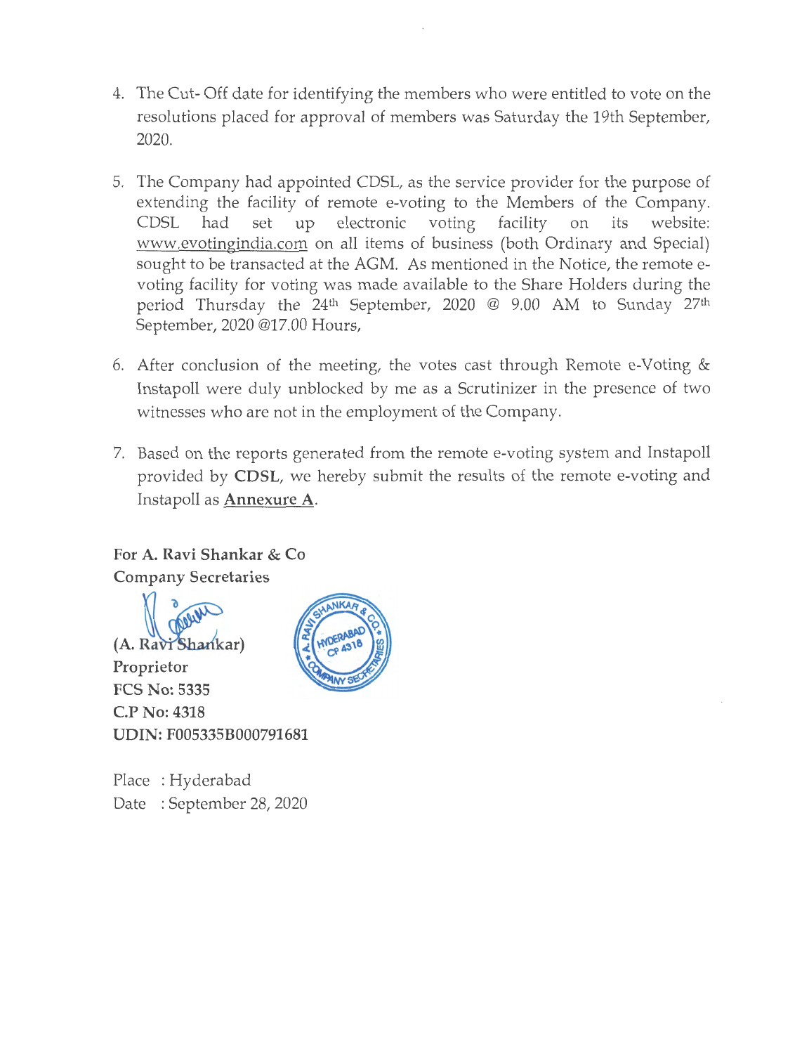4. The Cut- Off date for identifying the members who were entitled to vote on the resolutions placed for approval of members was Saturday the 19th September, 2020.

5. The Company had appointed CDSL, as the service provider for the purpose of extending the facility of remote e-voting to the Members of the Company. CDSL had set up electronic voting facility on its website: www.evotingindia.com on all items of business (both Ordinary and Special) sought to be transacted at the AGM. As mentioned in the Notice, the remote e-voting facility for voting was made available to the Share Holders during the period Thursday the 24th September, 2020 @ 9.00 AM to Sunday 27th September, 2020 @17.00 Hours,

6. After conclusion of the meeting, the votes cast through Remote e-Voting & Instapoll were duly unblocked by me as a Scrutinizer in the presence of two witnesses who are not in the employment of the Company.

7. Based on the reports generated from the remote e-voting system and Instapoll provided by **CDSL**, we hereby submit the results of the remote e-voting and Instapoll as **Annexure A**.

**For A. Ravi Shankar & Co**
**Company Secretaries**

**(A. Ravi Shankar)**
**Proprietor**
**FCS No: 5335**
**C.P No: 4318**
**UDIN: F005335B000791681**

Place : Hyderabad
Date : September 28, 2020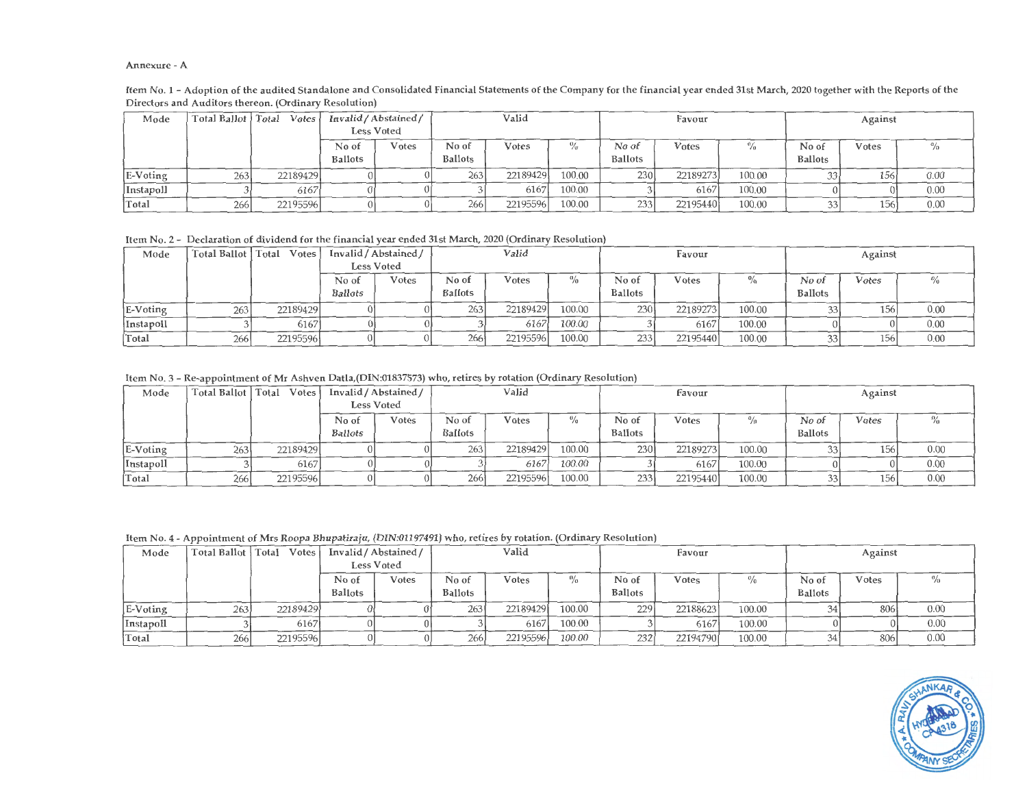Annexure - A

Item No. 1 - Adoption of the audited Standalone and Consolidated Financial Statements of the Company for the financial year ended 31st March, 2020 together with the Reports of the Directors and Auditors thereon. (Ordinary Resolution)

| Mode | Total Ballot | Total Votes | Invalid / Abstained / Less Voted | | Valid | | | Favour | | | Against | | |
|---|---|---|---|---|---|---|---|---|---|---|---|---|---|
| | | | No of Ballots | Votes | No of Ballots | Votes | % | No of Ballots | Votes | % | No of Ballots | Votes | % |
| E-Voting | 263 | 22189429 | 0 | 0 | 263 | 22189429 | 100.00 | 230 | 22189273 | 100.00 | 33 | 156 | 0.00 |
| Instapoll | 3 | 6167 | 0 | 0 | 3 | 6167 | 100.00 | 3 | 6167 | 100.00 | 0 | 0 | 0.00 |
| Total | 266 | 22195596 | 0 | 0 | 266 | 22195596 | 100.00 | 233 | 22195440 | 100.00 | 33 | 156 | 0.00 |

Item No. 2 - Declaration of dividend for the financial year ended 31st March, 2020 (Ordinary Resolution)

| Mode | Total Ballot | Total Votes | Invalid / Abstained / Less Voted | | Valid | | | Favour | | | Against | | |
|---|---|---|---|---|---|---|---|---|---|---|---|---|---|
| | | | No of Ballots | Votes | No of Ballots | Votes | % | No of Ballots | Votes | % | No of Ballots | Votes | % |
| E-Voting | 263 | 22189429 | 0 | 0 | 263 | 22189429 | 100.00 | 230 | 22189273 | 100.00 | 33 | 156 | 0.00 |
| Instapoll | 3 | 6167 | 0 | 0 | 3 | 6167 | 100.00 | 3 | 6167 | 100.00 | 0 | 0 | 0.00 |
| Total | 266 | 22195596 | 0 | 0 | 266 | 22195596 | 100.00 | 233 | 22195440 | 100.00 | 33 | 156 | 0.00 |

Item No. 3 - Re-appointment of Mr Ashven Datla,(DIN:01837573) who, retires by rotation (Ordinary Resolution)

| Mode | Total Ballot | Total Votes | Invalid / Abstained / Less Voted | | Valid | | | Favour | | | Against | | |
|---|---|---|---|---|---|---|---|---|---|---|---|---|---|
| | | | No of Ballots | Votes | No of Ballots | Votes | % | No of Ballots | Votes | % | No of Ballots | Votes | % |
| E-Voting | 263 | 22189429 | 0 | 0 | 263 | 22189429 | 100.00 | 230 | 22189273 | 100.00 | 33 | 156 | 0.00 |
| Instapoll | 3 | 6167 | 0 | 0 | 3 | 6167 | 100.00 | 3 | 6167 | 100.00 | 0 | 0 | 0.00 |
| Total | 266 | 22195596 | 0 | 0 | 266 | 22195596 | 100.00 | 233 | 22195440 | 100.00 | 33 | 156 | 0.00 |

Item No. 4 - Appointment of Mrs Roopa Bhupatiraju, (DIN:01197491) who, retires by rotation. (Ordinary Resolution)

| Mode | Total Ballot | Total Votes | Invalid / Abstained / Less Voted | | Valid | | | Favour | | | Against | | |
|---|---|---|---|---|---|---|---|---|---|---|---|---|---|
| | | | No of Ballots | Votes | No of Ballots | Votes | % | No of Ballots | Votes | % | No of Ballots | Votes | % |
| E-Voting | 263 | 22189429 | 0 | 0 | 263 | 22189429 | 100.00 | 229 | 22188623 | 100.00 | 34 | 806 | 0.00 |
| Instapoll | 3 | 6167 | 0 | 0 | 3 | 6167 | 100.00 | 3 | 6167 | 100.00 | 0 | 0 | 0.00 |
| Total | 266 | 22195596 | 0 | 0 | 266 | 22195596 | 100.00 | 232 | 22194790 | 100.00 | 34 | 806 | 0.00 |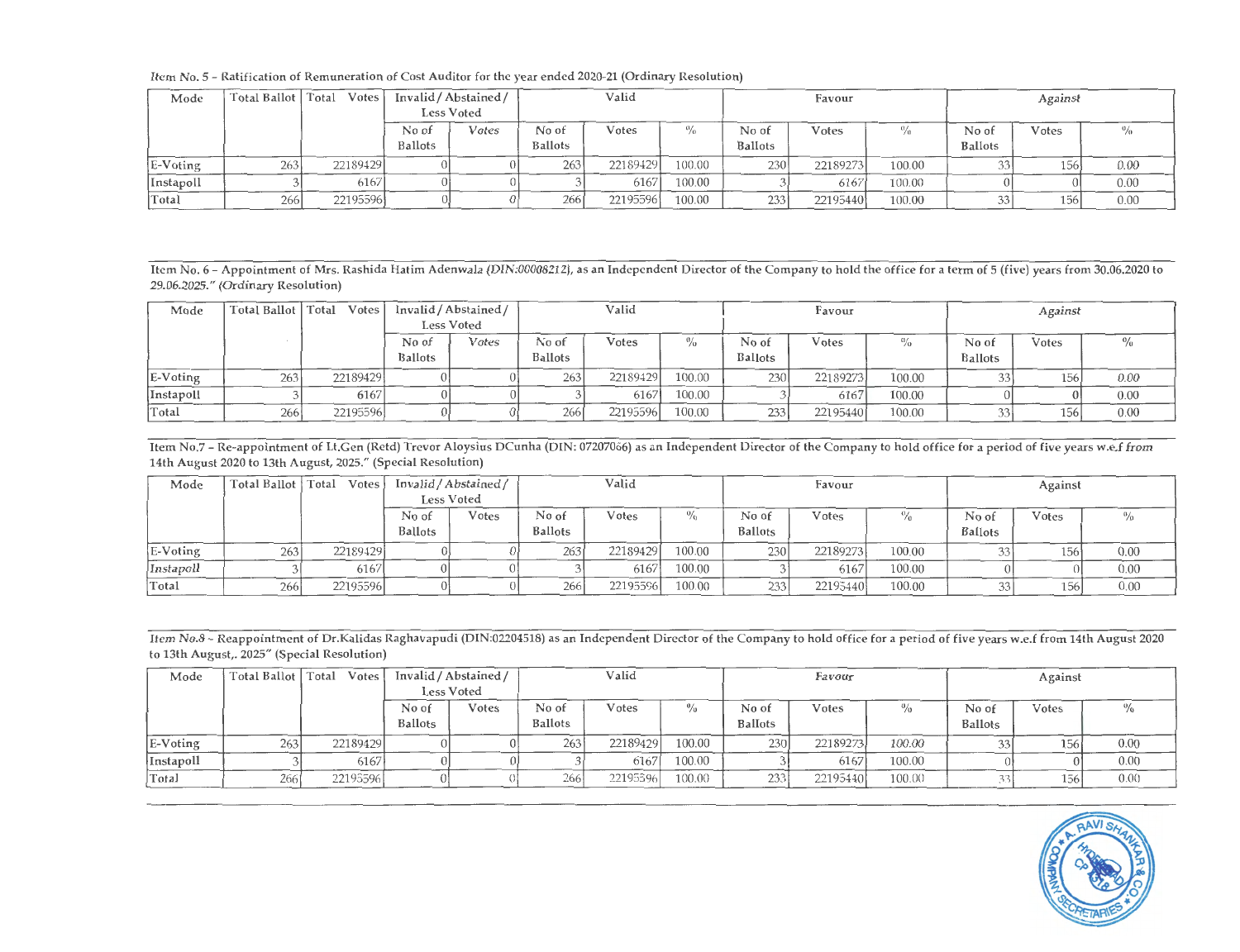*Item No. 5* - Ratification of Remuneration of Cost Auditor for the year ended 2020-21 (Ordinary Resolution)

| Mode | Total Ballot | Total Votes | Invalid / Abstained / Less Voted | | Valid | | | Favour | | | Against | | |
|---|---|---|---|---|---|---|---|---|---|---|---|---|---|
| | | | No of Ballots | Votes | No of Ballots | Votes | % | No of Ballots | Votes | % | No of Ballots | Votes | % |
| E-Voting | 263 | 22189429 | 0 | 0 | 263 | 22189429 | 100.00 | 230 | 22189273 | 100.00 | 33 | 156 | 0.00 |
| Instapoll | 3 | 6167 | 0 | 0 | 3 | 6167 | 100.00 | 3 | 6167 | 100.00 | 0 | 0 | 0.00 |
| Total | 266 | 22195596 | 0 | 0 | 266 | 22195596 | 100.00 | 233 | 22195440 | 100.00 | 33 | 156 | 0.00 |

Item No. 6 - Appointment of Mrs. Rashida Hatim Adenwala (*DIN:00008212*), as an Independent Director of the Company to hold the office for a term of 5 (five) years from 30.06.2020 to *29.06.2025." (Ordinary Resolution)*

| Mode | Total Ballot | Total Votes | Invalid / Abstained / Less Voted | | Valid | | | Favour | | | Against | | |
|---|---|---|---|---|---|---|---|---|---|---|---|---|---|
| | | | No of Ballots | Votes | No of Ballots | Votes | % | No of Ballots | Votes | % | No of Ballots | Votes | % |
| E-Voting | 263 | 22189429 | 0 | 0 | 263 | 22189429 | 100.00 | 230 | 22189273 | 100.00 | 33 | 156 | 0.00 |
| Instapoll | 3 | 6167 | 0 | 0 | 3 | 6167 | 100.00 | 3 | 6167 | 100.00 | 0 | 0 | 0.00 |
| Total | 266 | 22195596 | 0 | 0 | 266 | 22195596 | 100.00 | 233 | 22195440 | 100.00 | 33 | 156 | 0.00 |

Item No.7 - Re-appointment of Lt.Gen (Retd) Trevor Aloysius DCunha (DIN: 07207066) as an Independent Director of the Company to hold office for a period of five years w.e.f from 14th August 2020 to 13th August, 2025." (Special Resolution)

| Mode | Total Ballot | Total Votes | Invalid / Abstained / Less Voted | | Valid | | | Favour | | | Against | | |
|---|---|---|---|---|---|---|---|---|---|---|---|---|---|
| | | | No of Ballots | Votes | No of Ballots | Votes | % | No of Ballots | Votes | % | No of Ballots | Votes | % |
| E-Voting | 263 | 22189429 | 0 | 0 | 263 | 22189429 | 100.00 | 230 | 22189273 | 100.00 | 33 | 156 | 0.00 |
| Instapoll | 3 | 6167 | 0 | 0 | 3 | 6167 | 100.00 | 3 | 6167 | 100.00 | 0 | 0 | 0.00 |
| Total | 266 | 22195596 | 0 | 0 | 266 | 22195596 | 100.00 | 233 | 22195440 | 100.00 | 33 | 156 | 0.00 |

*Item No.8* - Reappointment of Dr.Kalidas Raghavapudi (DIN:02204518) as an Independent Director of the Company to hold office for a period of five years w.e.f from 14th August 2020 to 13th August,. 2025" (Special Resolution)

| Mode | Total Ballot | Total Votes | Invalid / Abstained / Less Voted | | Valid | | | Favour | | | Against | | |
|---|---|---|---|---|---|---|---|---|---|---|---|---|---|
| | | | No of Ballots | Votes | No of Ballots | Votes | % | No of Ballots | Votes | % | No of Ballots | Votes | % |
| E-Voting | 263 | 22189429 | 0 | 0 | 263 | 22189429 | 100.00 | 230 | 22189273 | 100.00 | 33 | 156 | 0.00 |
| Instapoll | 3 | 6167 | 0 | 0 | 3 | 6167 | 100.00 | 3 | 6167 | 100.00 | 0 | 0 | 0.00 |
| Total | 266 | 22195596 | 0 | 0 | 266 | 22195596 | 100.00 | 233 | 22195440 | 100.00 | 33 | 156 | 0.00 |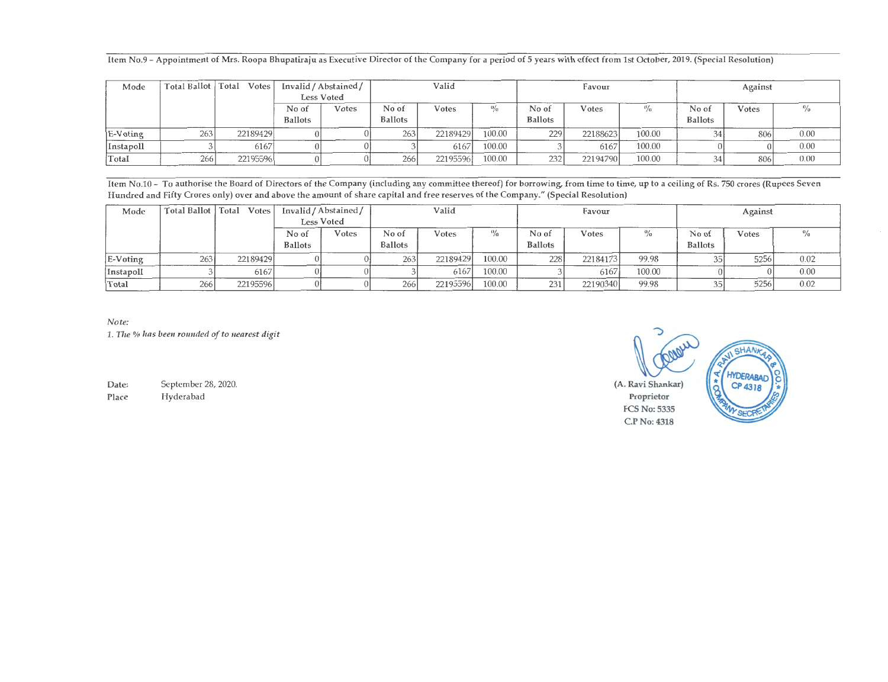Item No.9 - Appointment of Mrs. Roopa Bhupatiraju as Executive Director of the Company for a period of 5 years with effect from 1st October, 2019. (Special Resolution)

| Mode | Total Ballot | Total Votes | Invalid / Abstained / Less Voted | | Valid | | | Favour | | | Against | | |
|---|---|---|---|---|---|---|---|---|---|---|---|---|---|
| | | | No of Ballots | Votes | No of Ballots | Votes | % | No of Ballots | Votes | % | No of Ballots | Votes | % |
| E-Voting | 263 | 22189429 | 0 | 0 | 263 | 22189429 | 100.00 | 229 | 22188623 | 100.00 | 34 | 806 | 0.00 |
| Instapoll | 3 | 6167 | 0 | 0 | 3 | 6167 | 100.00 | 3 | 6167 | 100.00 | 0 | 0 | 0.00 |
| Total | 266 | 22195596 | 0 | 0 | 266 | 22195596 | 100.00 | 232 | 22194790 | 100.00 | 34 | 806 | 0.00 |

Item No.10 - To authorise the Board of Directors of the Company (including any committee thereof) for borrowing, from time to time, up to a ceiling of Rs. 750 crores (Rupees Seven Hundred and Fifty Crores only) over and above the amount of share capital and free reserves of the Company." (Special Resolution)

| Mode | Total Ballot | Total Votes | Invalid / Abstained / Less Voted | | Valid | | | Favour | | | Against | | |
|---|---|---|---|---|---|---|---|---|---|---|---|---|---|
| | | | No of Ballots | Votes | No of Ballots | Votes | % | No of Ballots | Votes | % | No of Ballots | Votes | % |
| E-Voting | 263 | 22189429 | 0 | 0 | 263 | 22189429 | 100.00 | 228 | 22184173 | 99.98 | 35 | 5256 | 0.02 |
| Instapoll | 3 | 6167 | 0 | 0 | 3 | 6167 | 100.00 | 3 | 6167 | 100.00 | 0 | 0 | 0.00 |
| Total | 266 | 22195596 | 0 | 0 | 266 | 22195596 | 100.00 | 231 | 22190340 | 99.98 | 35 | 5256 | 0.02 |

*Note:*

*1. The % has been rounded of to nearest digit*

Date: September 28, 2020.

Place: Hyderabad

**(A. Ravi Shankar)**
**Proprietor**
**FCS No: 5335**
**C.P No: 4318**

A. RAVI SHANKAR & CO. COMPANY SECRETARIES HYDERABAD CP 4318